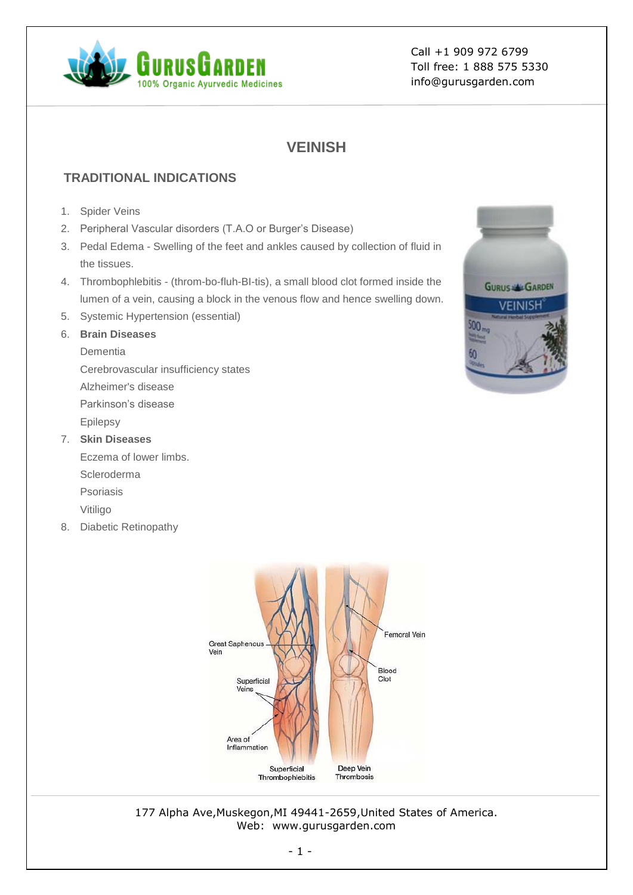# VEINISH

## TRADITIONAL INDICATIONS

1. Spider Veins
2. Peripheral Vascular disorders (T.A.O or Burger's Disease)
3. Pedal Edema - Swelling of the feet and ankles caused by collection of fluid in the tissues.
4. Thrombophlebitis - (throm-bo-fluh-BI-tis), a small blood clot formed inside the lumen of a vein, causing a block in the venous flow and hence swelling down.
5. Systemic Hypertension (essential)
6. **Brain Diseases**
   Dementia
   Cerebrovascular insufficiency states
   Alzheimer's disease
   Parkinson's disease
   Epilepsy
7. **Skin Diseases**
   Eczema of lower limbs.
   Scleroderma
   Psoriasis
   Vitiligo
8. Diabetic Retinopathy

177 Alpha Ave,Muskegon,MI 49441-2659,United States of America.
Web: www.gurusgarden.com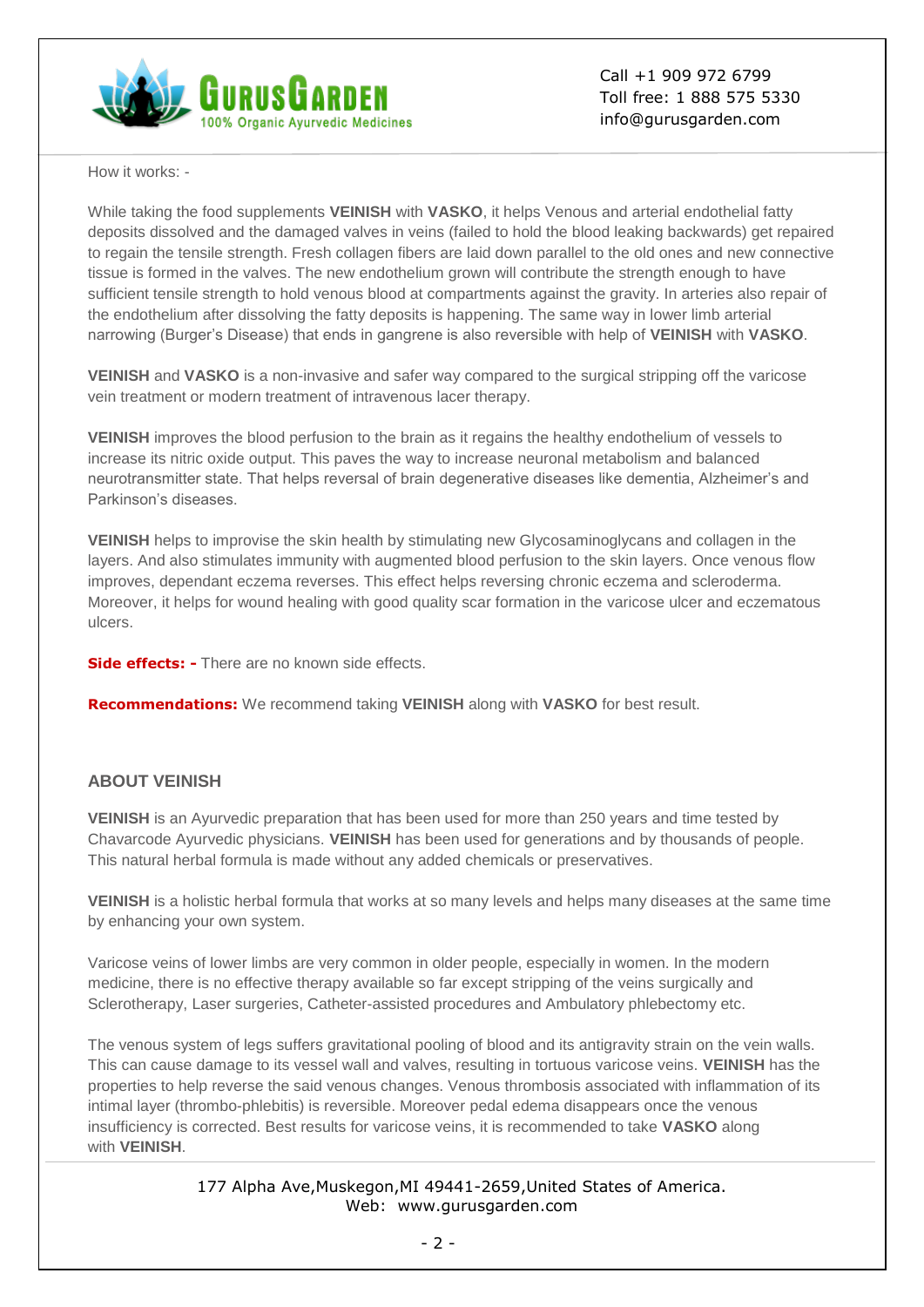How it works: -

While taking the food supplements **VEINISH** with **VASKO**, it helps Venous and arterial endothelial fatty deposits dissolved and the damaged valves in veins (failed to hold the blood leaking backwards) get repaired to regain the tensile strength. Fresh collagen fibers are laid down parallel to the old ones and new connective tissue is formed in the valves. The new endothelium grown will contribute the strength enough to have sufficient tensile strength to hold venous blood at compartments against the gravity. In arteries also repair of the endothelium after dissolving the fatty deposits is happening. The same way in lower limb arterial narrowing (Burger's Disease) that ends in gangrene is also reversible with help of **VEINISH** with **VASKO**.

**VEINISH** and **VASKO** is a non-invasive and safer way compared to the surgical stripping off the varicose vein treatment or modern treatment of intravenous lacer therapy.

**VEINISH** improves the blood perfusion to the brain as it regains the healthy endothelium of vessels to increase its nitric oxide output. This paves the way to increase neuronal metabolism and balanced neurotransmitter state. That helps reversal of brain degenerative diseases like dementia, Alzheimer's and Parkinson's diseases.

**VEINISH** helps to improvise the skin health by stimulating new Glycosaminoglycans and collagen in the layers. And also stimulates immunity with augmented blood perfusion to the skin layers. Once venous flow improves, dependant eczema reverses. This effect helps reversing chronic eczema and scleroderma. Moreover, it helps for wound healing with good quality scar formation in the varicose ulcer and eczematous ulcers.

**Side effects: -** There are no known side effects.

**Recommendations:** We recommend taking **VEINISH** along with **VASKO** for best result.

## ABOUT VEINISH

**VEINISH** is an Ayurvedic preparation that has been used for more than 250 years and time tested by Chavarcode Ayurvedic physicians. **VEINISH** has been used for generations and by thousands of people. This natural herbal formula is made without any added chemicals or preservatives.

**VEINISH** is a holistic herbal formula that works at so many levels and helps many diseases at the same time by enhancing your own system.

Varicose veins of lower limbs are very common in older people, especially in women. In the modern medicine, there is no effective therapy available so far except stripping of the veins surgically and Sclerotherapy, Laser surgeries, Catheter-assisted procedures and Ambulatory phlebectomy etc.

The venous system of legs suffers gravitational pooling of blood and its antigravity strain on the vein walls. This can cause damage to its vessel wall and valves, resulting in tortuous varicose veins. **VEINISH** has the properties to help reverse the said venous changes. Venous thrombosis associated with inflammation of its intimal layer (thrombo-phlebitis) is reversible. Moreover pedal edema disappears once the venous insufficiency is corrected. Best results for varicose veins, it is recommended to take **VASKO** along with **VEINISH**.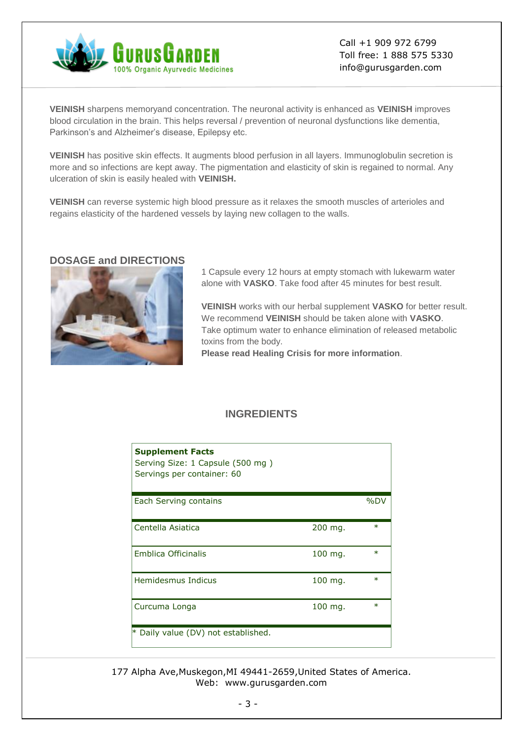**VEINISH** sharpens memoryand concentration. The neuronal activity is enhanced as **VEINISH** improves blood circulation in the brain. This helps reversal / prevention of neuronal dysfunctions like dementia, Parkinson's and Alzheimer's disease, Epilepsy etc.

**VEINISH** has positive skin effects. It augments blood perfusion in all layers. Immunoglobulin secretion is more and so infections are kept away. The pigmentation and elasticity of skin is regained to normal. Any ulceration of skin is easily healed with **VEINISH.**

**VEINISH** can reverse systemic high blood pressure as it relaxes the smooth muscles of arterioles and regains elasticity of the hardened vessels by laying new collagen to the walls.

## DOSAGE and DIRECTIONS

1 Capsule every 12 hours at empty stomach with lukewarm water alone with **VASKO**. Take food after 45 minutes for best result.

**VEINISH** works with our herbal supplement **VASKO** for better result. We recommend **VEINISH** should be taken alone with **VASKO**. Take optimum water to enhance elimination of released metabolic toxins from the body.
**Please read Healing Crisis for more information**.

## INGREDIENTS

**Supplement Facts**
Serving Size: 1 Capsule (500 mg )
Servings per container: 60

| Each Serving contains | | %DV |
|---|---|---|
| Centella Asiatica | 200 mg. | * |
| Emblica Officinalis | 100 mg. | * |
| Hemidesmus Indicus | 100 mg. | * |
| Curcuma Longa | 100 mg. | * |

* Daily value (DV) not established.

177 Alpha Ave,Muskegon,MI 49441-2659,United States of America.
Web: www.gurusgarden.com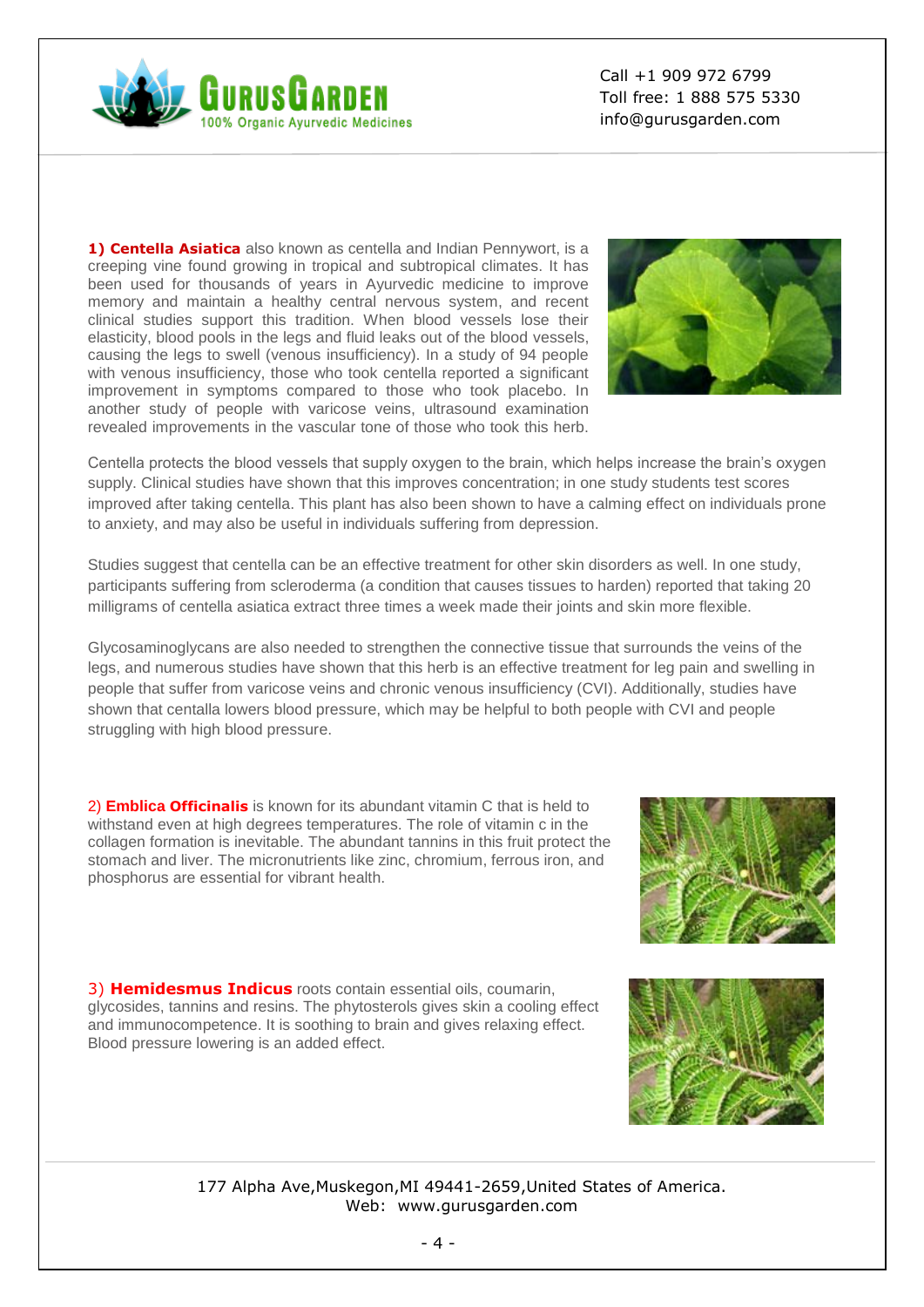**1) Centella Asiatica** also known as centella and Indian Pennywort, is a creeping vine found growing in tropical and subtropical climates. It has been used for thousands of years in Ayurvedic medicine to improve memory and maintain a healthy central nervous system, and recent clinical studies support this tradition. When blood vessels lose their elasticity, blood pools in the legs and fluid leaks out of the blood vessels, causing the legs to swell (venous insufficiency). In a study of 94 people with venous insufficiency, those who took centella reported a significant improvement in symptoms compared to those who took placebo. In another study of people with varicose veins, ultrasound examination revealed improvements in the vascular tone of those who took this herb.

Centella protects the blood vessels that supply oxygen to the brain, which helps increase the brain's oxygen supply. Clinical studies have shown that this improves concentration; in one study students test scores improved after taking centella. This plant has also been shown to have a calming effect on individuals prone to anxiety, and may also be useful in individuals suffering from depression.

Studies suggest that centella can be an effective treatment for other skin disorders as well. In one study, participants suffering from scleroderma (a condition that causes tissues to harden) reported that taking 20 milligrams of centella asiatica extract three times a week made their joints and skin more flexible.

Glycosaminoglycans are also needed to strengthen the connective tissue that surrounds the veins of the legs, and numerous studies have shown that this herb is an effective treatment for leg pain and swelling in people that suffer from varicose veins and chronic venous insufficiency (CVI). Additionally, studies have shown that centalla lowers blood pressure, which may be helpful to both people with CVI and people struggling with high blood pressure.

2) **Emblica Officinalis** is known for its abundant vitamin C that is held to withstand even at high degrees temperatures. The role of vitamin c in the collagen formation is inevitable. The abundant tannins in this fruit protect the stomach and liver. The micronutrients like zinc, chromium, ferrous iron, and phosphorus are essential for vibrant health.

3) **Hemidesmus Indicus** roots contain essential oils, coumarin, glycosides, tannins and resins. The phytosterols gives skin a cooling effect and immunocompetence. It is soothing to brain and gives relaxing effect. Blood pressure lowering is an added effect.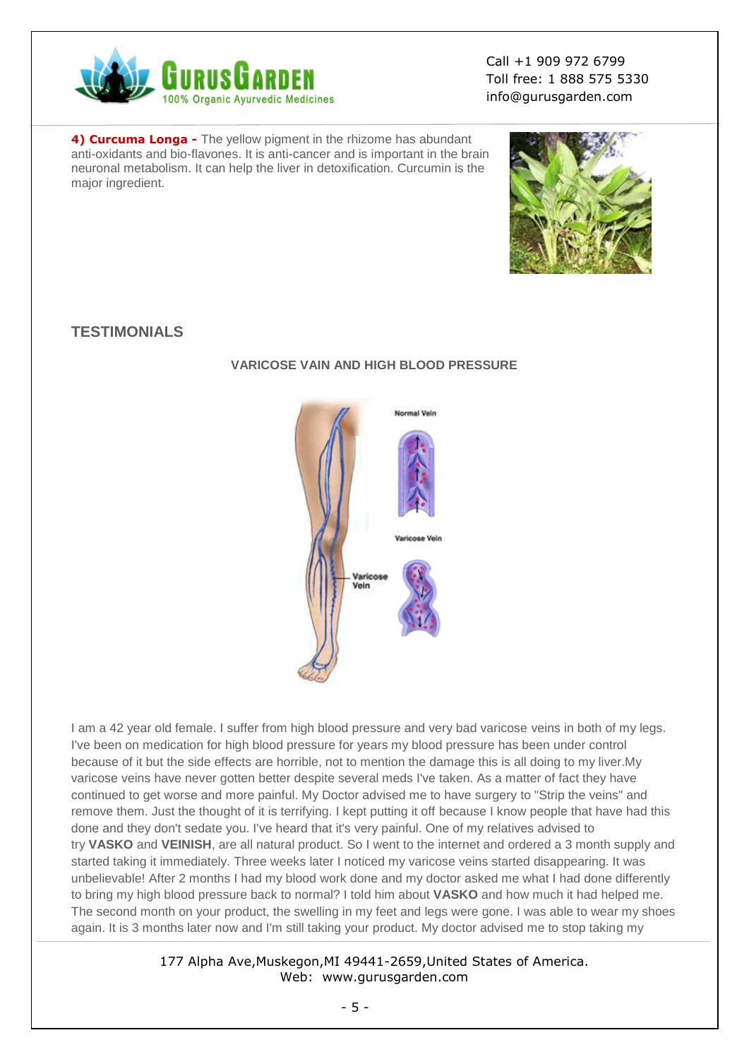**4) Curcuma Longa -** The yellow pigment in the rhizome has abundant anti-oxidants and bio-flavones. It is anti-cancer and is important in the brain neuronal metabolism. It can help the liver in detoxification. Curcumin is the major ingredient.

## TESTIMONIALS

### VARICOSE VAIN AND HIGH BLOOD PRESSURE

I am a 42 year old female. I suffer from high blood pressure and very bad varicose veins in both of my legs. I've been on medication for high blood pressure for years my blood pressure has been under control because of it but the side effects are horrible, not to mention the damage this is all doing to my liver.My varicose veins have never gotten better despite several meds I've taken. As a matter of fact they have continued to get worse and more painful. My Doctor advised me to have surgery to "Strip the veins" and remove them. Just the thought of it is terrifying. I kept putting it off because I know people that have had this done and they don't sedate you. I've heard that it's very painful. One of my relatives advised to try **VASKO** and **VEINISH**, are all natural product. So I went to the internet and ordered a 3 month supply and started taking it immediately. Three weeks later I noticed my varicose veins started disappearing. It was unbelievable! After 2 months I had my blood work done and my doctor asked me what I had done differently to bring my high blood pressure back to normal? I told him about **VASKO** and how much it had helped me. The second month on your product, the swelling in my feet and legs were gone. I was able to wear my shoes again. It is 3 months later now and I'm still taking your product. My doctor advised me to stop taking my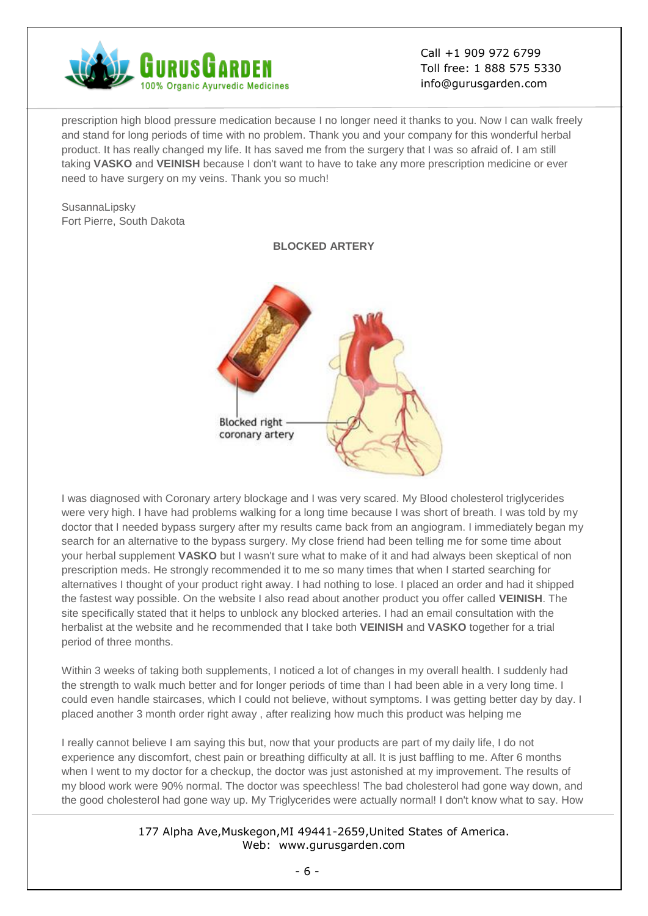prescription high blood pressure medication because I no longer need it thanks to you. Now I can walk freely and stand for long periods of time with no problem. Thank you and your company for this wonderful herbal product. It has really changed my life. It has saved me from the surgery that I was so afraid of. I am still taking **VASKO** and **VEINISH** because I don't want to have to take any more prescription medicine or ever need to have surgery on my veins. Thank you so much!

SusannaLipsky
Fort Pierre, South Dakota

### BLOCKED ARTERY

Blocked right coronary artery

I was diagnosed with Coronary artery blockage and I was very scared. My Blood cholesterol triglycerides were very high. I have had problems walking for a long time because I was short of breath. I was told by my doctor that I needed bypass surgery after my results came back from an angiogram. I immediately began my search for an alternative to the bypass surgery. My close friend had been telling me for some time about your herbal supplement **VASKO** but I wasn't sure what to make of it and had always been skeptical of non prescription meds. He strongly recommended it to me so many times that when I started searching for alternatives I thought of your product right away. I had nothing to lose. I placed an order and had it shipped the fastest way possible. On the website I also read about another product you offer called **VEINISH**. The site specifically stated that it helps to unblock any blocked arteries. I had an email consultation with the herbalist at the website and he recommended that I take both **VEINISH** and **VASKO** together for a trial period of three months.

Within 3 weeks of taking both supplements, I noticed a lot of changes in my overall health. I suddenly had the strength to walk much better and for longer periods of time than I had been able in a very long time. I could even handle staircases, which I could not believe, without symptoms. I was getting better day by day. I placed another 3 month order right away , after realizing how much this product was helping me

I really cannot believe I am saying this but, now that your products are part of my daily life, I do not experience any discomfort, chest pain or breathing difficulty at all. It is just baffling to me. After 6 months when I went to my doctor for a checkup, the doctor was just astonished at my improvement. The results of my blood work were 90% normal. The doctor was speechless! The bad cholesterol had gone way down, and the good cholesterol had gone way up. My Triglycerides were actually normal! I don't know what to say. How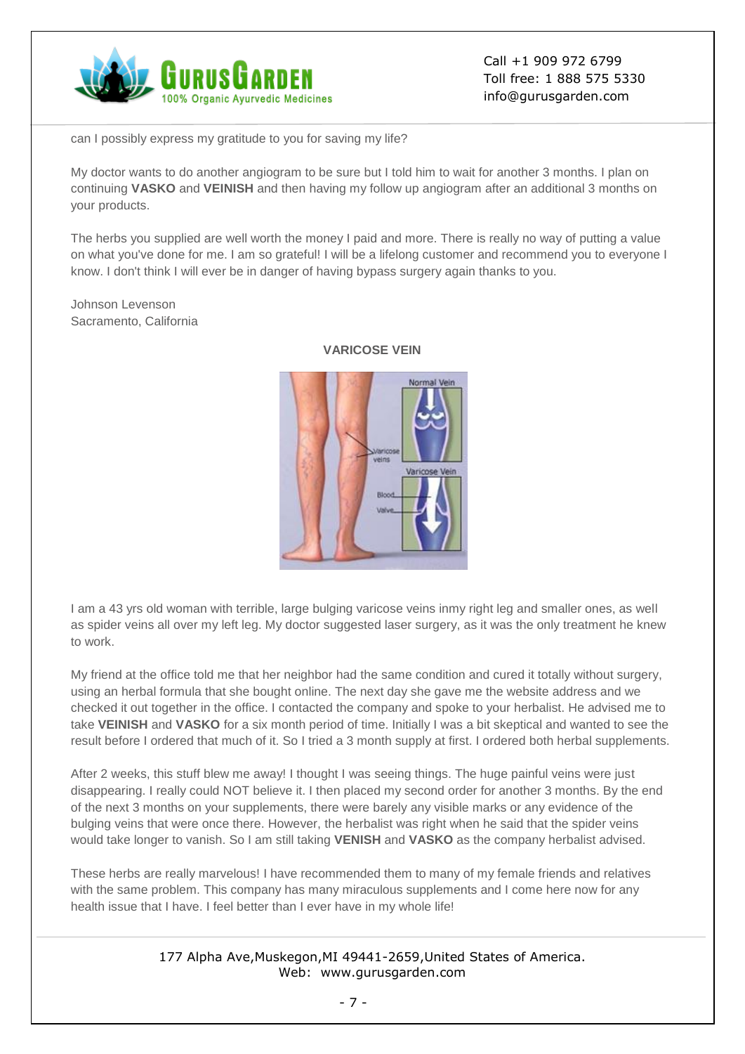can I possibly express my gratitude to you for saving my life?

My doctor wants to do another angiogram to be sure but I told him to wait for another 3 months. I plan on continuing **VASKO** and **VEINISH** and then having my follow up angiogram after an additional 3 months on your products.

The herbs you supplied are well worth the money I paid and more. There is really no way of putting a value on what you've done for me. I am so grateful! I will be a lifelong customer and recommend you to everyone I know. I don't think I will ever be in danger of having bypass surgery again thanks to you.

Johnson Levenson
Sacramento, California

**VARICOSE VEIN**

I am a 43 yrs old woman with terrible, large bulging varicose veins inmy right leg and smaller ones, as well as spider veins all over my left leg. My doctor suggested laser surgery, as it was the only treatment he knew to work.

My friend at the office told me that her neighbor had the same condition and cured it totally without surgery, using an herbal formula that she bought online. The next day she gave me the website address and we checked it out together in the office. I contacted the company and spoke to your herbalist. He advised me to take **VEINISH** and **VASKO** for a six month period of time. Initially I was a bit skeptical and wanted to see the result before I ordered that much of it. So I tried a 3 month supply at first. I ordered both herbal supplements.

After 2 weeks, this stuff blew me away! I thought I was seeing things. The huge painful veins were just disappearing. I really could NOT believe it. I then placed my second order for another 3 months. By the end of the next 3 months on your supplements, there were barely any visible marks or any evidence of the bulging veins that were once there. However, the herbalist was right when he said that the spider veins would take longer to vanish. So I am still taking **VENISH** and **VASKO** as the company herbalist advised.

These herbs are really marvelous! I have recommended them to many of my female friends and relatives with the same problem. This company has many miraculous supplements and I come here now for any health issue that I have. I feel better than I ever have in my whole life!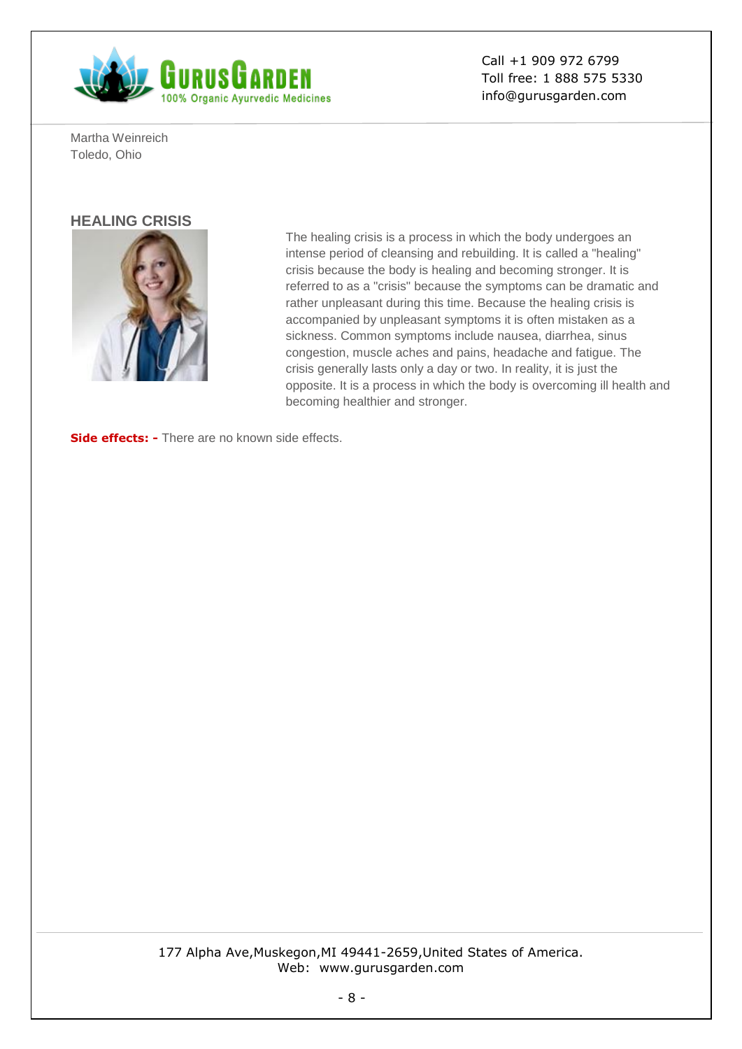Martha Weinreich
Toledo, Ohio

## HEALING CRISIS

The healing crisis is a process in which the body undergoes an intense period of cleansing and rebuilding. It is called a "healing" crisis because the body is healing and becoming stronger. It is referred to as a "crisis" because the symptoms can be dramatic and rather unpleasant during this time. Because the healing crisis is accompanied by unpleasant symptoms it is often mistaken as a sickness. Common symptoms include nausea, diarrhea, sinus congestion, muscle aches and pains, headache and fatigue. The crisis generally lasts only a day or two. In reality, it is just the opposite. It is a process in which the body is overcoming ill health and becoming healthier and stronger.

**Side effects: -** There are no known side effects.